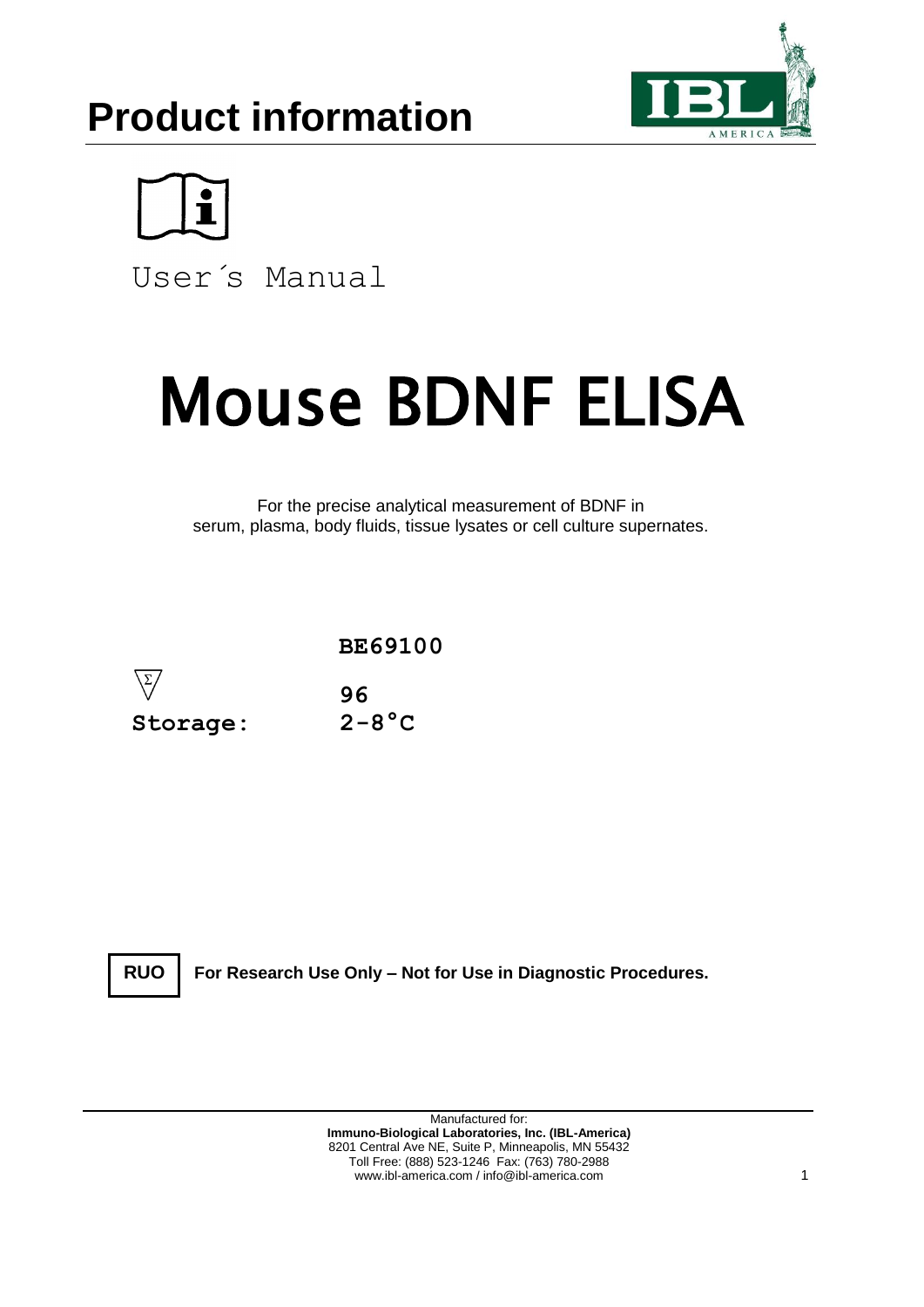# Product information

User´s Manual

# Mouse BDNF ELISA

For the precise analytical measurement of BDNF in serum, plasma, body fluids, tissue lysates or cell culture supernates.

**BE69100**

**Σ 96**

**Storage: 2-8°C**

**RUO** **For Research Use Only – Not for Use in Diagnostic Procedures.**

Manufactured for:
**Immuno-Biological Laboratories, Inc. (IBL-America)**
8201 Central Ave NE, Suite P, Minneapolis, MN 55432
Toll Free: (888) 523-1246 Fax: (763) 780-2988
www.ibl-america.com / info@ibl-america.com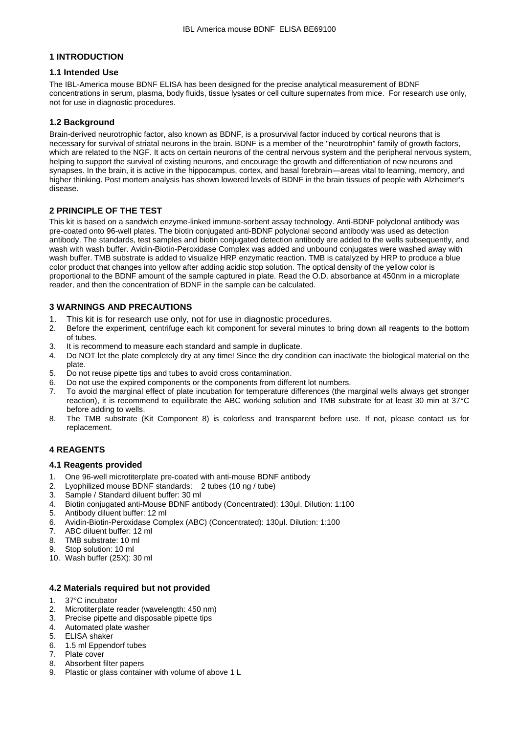## 1 INTRODUCTION

### 1.1 Intended Use

The IBL-America mouse BDNF ELISA has been designed for the precise analytical measurement of BDNF concentrations in serum, plasma, body fluids, tissue lysates or cell culture supernates from mice. For research use only, not for use in diagnostic procedures.

### 1.2 Background

Brain-derived neurotrophic factor, also known as BDNF, is a prosurvival factor induced by cortical neurons that is necessary for survival of striatal neurons in the brain. BDNF is a member of the "neurotrophin" family of growth factors, which are related to the NGF. It acts on certain neurons of the central nervous system and the peripheral nervous system, helping to support the survival of existing neurons, and encourage the growth and differentiation of new neurons and synapses. In the brain, it is active in the hippocampus, cortex, and basal forebrain—areas vital to learning, memory, and higher thinking. Post mortem analysis has shown lowered levels of BDNF in the brain tissues of people with Alzheimer's disease.

## 2 PRINCIPLE OF THE TEST

This kit is based on a sandwich enzyme-linked immune-sorbent assay technology. Anti-BDNF polyclonal antibody was pre-coated onto 96-well plates. The biotin conjugated anti-BDNF polyclonal second antibody was used as detection antibody. The standards, test samples and biotin conjugated detection antibody are added to the wells subsequently, and wash with wash buffer. Avidin-Biotin-Peroxidase Complex was added and unbound conjugates were washed away with wash buffer. TMB substrate is added to visualize HRP enzymatic reaction. TMB is catalyzed by HRP to produce a blue color product that changes into yellow after adding acidic stop solution. The optical density of the yellow color is proportional to the BDNF amount of the sample captured in plate. Read the O.D. absorbance at 450nm in a microplate reader, and then the concentration of BDNF in the sample can be calculated.

## 3 WARNINGS AND PRECAUTIONS

1. This kit is for research use only, not for use in diagnostic procedures.
2. Before the experiment, centrifuge each kit component for several minutes to bring down all reagents to the bottom of tubes.
3. It is recommend to measure each standard and sample in duplicate.
4. Do NOT let the plate completely dry at any time! Since the dry condition can inactivate the biological material on the plate.
5. Do not reuse pipette tips and tubes to avoid cross contamination.
6. Do not use the expired components or the components from different lot numbers.
7. To avoid the marginal effect of plate incubation for temperature differences (the marginal wells always get stronger reaction), it is recommend to equilibrate the ABC working solution and TMB substrate for at least 30 min at 37°C before adding to wells.
8. The TMB substrate (Kit Component 8) is colorless and transparent before use. If not, please contact us for replacement.

## 4 REAGENTS

### 4.1 Reagents provided

1. One 96-well microtiterplate pre-coated with anti-mouse BDNF antibody
2. Lyophilized mouse BDNF standards: 2 tubes (10 ng / tube)
3. Sample / Standard diluent buffer: 30 ml
4. Biotin conjugated anti-Mouse BDNF antibody (Concentrated): 130µl. Dilution: 1:100
5. Antibody diluent buffer: 12 ml
6. Avidin-Biotin-Peroxidase Complex (ABC) (Concentrated): 130µl. Dilution: 1:100
7. ABC diluent buffer: 12 ml
8. TMB substrate: 10 ml
9. Stop solution: 10 ml
10. Wash buffer (25X): 30 ml

### 4.2 Materials required but not provided

1. 37°C incubator
2. Microtiterplate reader (wavelength: 450 nm)
3. Precise pipette and disposable pipette tips
4. Automated plate washer
5. ELISA shaker
6. 1.5 ml Eppendorf tubes
7. Plate cover
8. Absorbent filter papers
9. Plastic or glass container with volume of above 1 L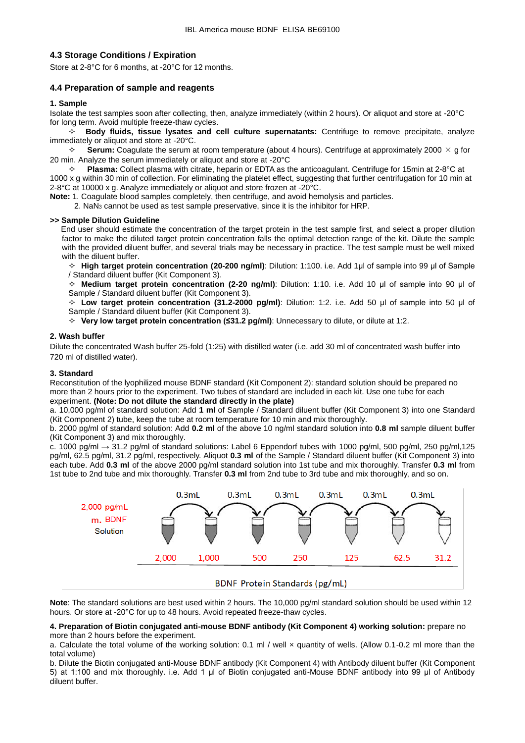### 4.3 Storage Conditions / Expiration

Store at 2-8°C for 6 months, at -20°C for 12 months.

### 4.4 Preparation of sample and reagents

**1. Sample**

Isolate the test samples soon after collecting, then, analyze immediately (within 2 hours). Or aliquot and store at -20°C for long term. Avoid multiple freeze-thaw cycles.

✧ **Body fluids, tissue lysates and cell culture supernatants:** Centrifuge to remove precipitate, analyze immediately or aliquot and store at -20°C.

✧ **Serum:** Coagulate the serum at room temperature (about 4 hours). Centrifuge at approximately 2000 × g for 20 min. Analyze the serum immediately or aliquot and store at -20°C

✧ **Plasma:** Collect plasma with citrate, heparin or EDTA as the anticoagulant. Centrifuge for 15min at 2-8°C at 1000 x g within 30 min of collection. For eliminating the platelet effect, suggesting that further centrifugation for 10 min at 2-8°C at 10000 x g. Analyze immediately or aliquot and store frozen at -20°C.

**Note:** 1. Coagulate blood samples completely, then centrifuge, and avoid hemolysis and particles.
2. $NaN_3$ cannot be used as test sample preservative, since it is the inhibitor for HRP.

**>> Sample Dilution Guideline**

End user should estimate the concentration of the target protein in the test sample first, and select a proper dilution factor to make the diluted target protein concentration falls the optimal detection range of the kit. Dilute the sample with the provided diluent buffer, and several trials may be necessary in practice. The test sample must be well mixed with the diluent buffer.

✧ **High target protein concentration (20-200 ng/ml)**: Dilution: 1:100. i.e. Add 1μl of sample into 99 μl of Sample / Standard diluent buffer (Kit Component 3).

✧ **Medium target protein concentration (2-20 ng/ml)**: Dilution: 1:10. i.e. Add 10 μl of sample into 90 μl of Sample / Standard diluent buffer (Kit Component 3).

✧ **Low target protein concentration (31.2-2000 pg/ml)**: Dilution: 1:2. i.e. Add 50 μl of sample into 50 μl of Sample / Standard diluent buffer (Kit Component 3).

✧ **Very low target protein concentration (≤31.2 pg/ml)**: Unnecessary to dilute, or dilute at 1:2.

**2. Wash buffer**

Dilute the concentrated Wash buffer 25-fold (1:25) with distilled water (i.e. add 30 ml of concentrated wash buffer into 720 ml of distilled water).

**3. Standard**

Reconstitution of the lyophilized mouse BDNF standard (Kit Component 2): standard solution should be prepared no more than 2 hours prior to the experiment. Two tubes of standard are included in each kit. Use one tube for each experiment. **(Note: Do not dilute the standard directly in the plate)**

a. 10,000 pg/ml of standard solution: Add **1 ml** of Sample / Standard diluent buffer (Kit Component 3) into one Standard (Kit Component 2) tube, keep the tube at room temperature for 10 min and mix thoroughly.

b. 2000 pg/ml of standard solution: Add **0.2 ml** of the above 10 ng/ml standard solution into **0.8 ml** sample diluent buffer (Kit Component 3) and mix thoroughly.

c. 1000 pg/ml → 31.2 pg/ml of standard solutions: Label 6 Eppendorf tubes with 1000 pg/ml, 500 pg/ml, 250 pg/ml,125 pg/ml, 62.5 pg/ml, 31.2 pg/ml, respectively. Aliquot **0.3 ml** of the Sample / Standard diluent buffer (Kit Component 3) into each tube. Add **0.3 ml** of the above 2000 pg/ml standard solution into 1st tube and mix thoroughly. Transfer **0.3 ml** from 1st tube to 2nd tube and mix thoroughly. Transfer **0.3 ml** from 2nd tube to 3rd tube and mix thoroughly, and so on.

2,000 pg/mL m. BDNF Solution

0.3mL 0.3mL 0.3mL 0.3mL 0.3mL 0.3mL

2,000 1,000 500 250 125 62.5 31.2

BDNF Protein Standards (pg/mL)

**Note**: The standard solutions are best used within 2 hours. The 10,000 pg/ml standard solution should be used within 12 hours. Or store at -20°C for up to 48 hours. Avoid repeated freeze-thaw cycles.

**4. Preparation of Biotin conjugated anti-mouse BDNF antibody (Kit Component 4) working solution:** prepare no more than 2 hours before the experiment.

a. Calculate the total volume of the working solution: 0.1 ml / well × quantity of wells. (Allow 0.1-0.2 ml more than the total volume)

b. Dilute the Biotin conjugated anti-Mouse BDNF antibody (Kit Component 4) with Antibody diluent buffer (Kit Component 5) at 1:100 and mix thoroughly. i.e. Add 1 μl of Biotin conjugated anti-Mouse BDNF antibody into 99 μl of Antibody diluent buffer.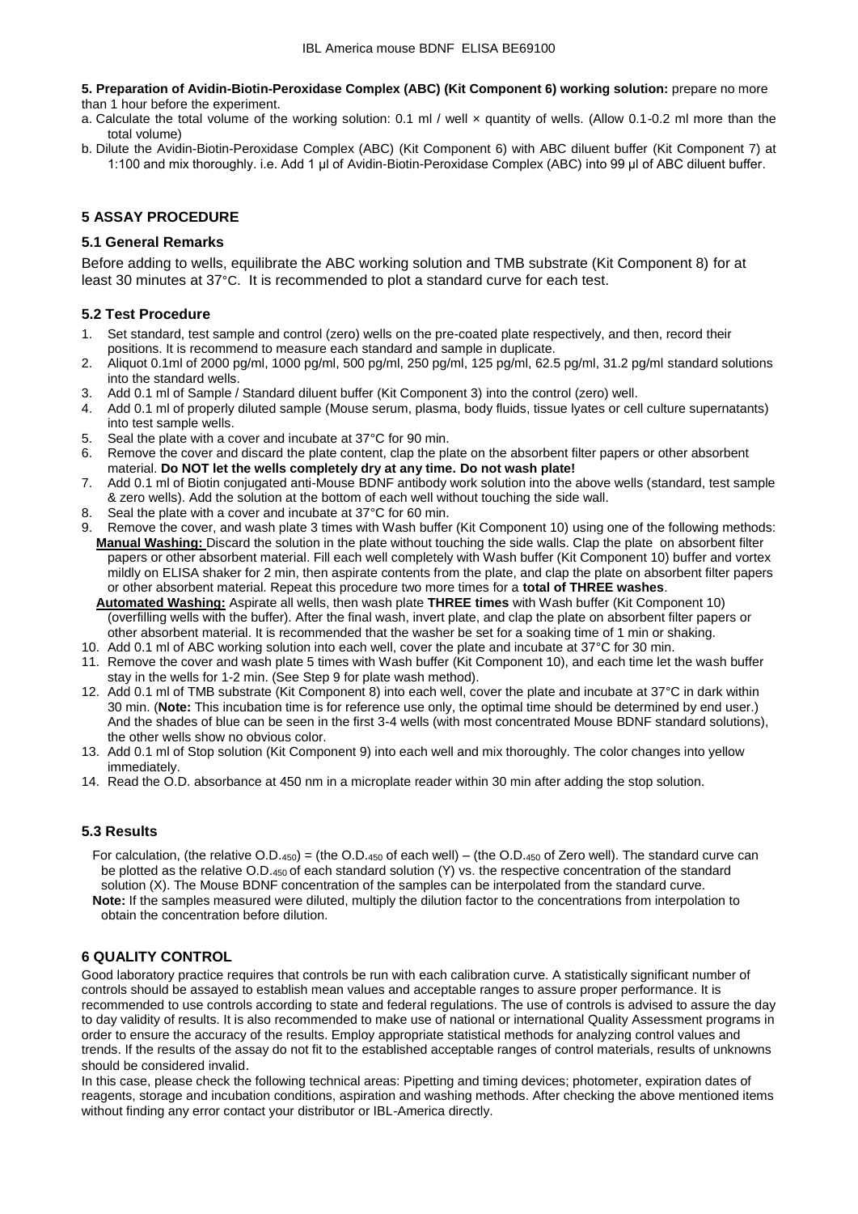**5. Preparation of Avidin-Biotin-Peroxidase Complex (ABC) (Kit Component 6) working solution:** prepare no more than 1 hour before the experiment.

a. Calculate the total volume of the working solution: 0.1 ml / well × quantity of wells. (Allow 0.1-0.2 ml more than the total volume)
b. Dilute the Avidin-Biotin-Peroxidase Complex (ABC) (Kit Component 6) with ABC diluent buffer (Kit Component 7) at 1:100 and mix thoroughly. i.e. Add 1 µl of Avidin-Biotin-Peroxidase Complex (ABC) into 99 µl of ABC diluent buffer.

## 5 ASSAY PROCEDURE

### 5.1 General Remarks

Before adding to wells, equilibrate the ABC working solution and TMB substrate (Kit Component 8) for at least 30 minutes at 37°C. It is recommended to plot a standard curve for each test.

### 5.2 Test Procedure

1. Set standard, test sample and control (zero) wells on the pre-coated plate respectively, and then, record their positions. It is recommend to measure each standard and sample in duplicate.
2. Aliquot 0.1ml of 2000 pg/ml, 1000 pg/ml, 500 pg/ml, 250 pg/ml, 125 pg/ml, 62.5 pg/ml, 31.2 pg/ml standard solutions into the standard wells.
3. Add 0.1 ml of Sample / Standard diluent buffer (Kit Component 3) into the control (zero) well.
4. Add 0.1 ml of properly diluted sample (Mouse serum, plasma, body fluids, tissue lyates or cell culture supernatants) into test sample wells.
5. Seal the plate with a cover and incubate at 37°C for 90 min.
6. Remove the cover and discard the plate content, clap the plate on the absorbent filter papers or other absorbent material. **Do NOT let the wells completely dry at any time. Do not wash plate!**
7. Add 0.1 ml of Biotin conjugated anti-Mouse BDNF antibody work solution into the above wells (standard, test sample & zero wells). Add the solution at the bottom of each well without touching the side wall.
8. Seal the plate with a cover and incubate at 37°C for 60 min.
9. Remove the cover, and wash plate 3 times with Wash buffer (Kit Component 10) using one of the following methods:
   **Manual Washing:** Discard the solution in the plate without touching the side walls. Clap the plate on absorbent filter papers or other absorbent material. Fill each well completely with Wash buffer (Kit Component 10) buffer and vortex mildly on ELISA shaker for 2 min, then aspirate contents from the plate, and clap the plate on absorbent filter papers or other absorbent material. Repeat this procedure two more times for a **total of THREE washes**.
   **Automated Washing:** Aspirate all wells, then wash plate **THREE times** with Wash buffer (Kit Component 10) (overfilling wells with the buffer). After the final wash, invert plate, and clap the plate on absorbent filter papers or other absorbent material. It is recommended that the washer be set for a soaking time of 1 min or shaking.
10. Add 0.1 ml of ABC working solution into each well, cover the plate and incubate at 37°C for 30 min.
11. Remove the cover and wash plate 5 times with Wash buffer (Kit Component 10), and each time let the wash buffer stay in the wells for 1-2 min. (See Step 9 for plate wash method).
12. Add 0.1 ml of TMB substrate (Kit Component 8) into each well, cover the plate and incubate at 37°C in dark within 30 min. (**Note:** This incubation time is for reference use only, the optimal time should be determined by end user.) And the shades of blue can be seen in the first 3-4 wells (with most concentrated Mouse BDNF standard solutions), the other wells show no obvious color.
13. Add 0.1 ml of Stop solution (Kit Component 9) into each well and mix thoroughly. The color changes into yellow immediately.
14. Read the O.D. absorbance at 450 nm in a microplate reader within 30 min after adding the stop solution.

### 5.3 Results

For calculation, (the relative $O.D._{450}$) = (the $O.D._{450}$ of each well) – (the $O.D._{450}$ of Zero well). The standard curve can be plotted as the relative $O.D._{450}$ of each standard solution (Y) vs. the respective concentration of the standard solution (X). The Mouse BDNF concentration of the samples can be interpolated from the standard curve.

**Note:** If the samples measured were diluted, multiply the dilution factor to the concentrations from interpolation to obtain the concentration before dilution.

## 6 QUALITY CONTROL

Good laboratory practice requires that controls be run with each calibration curve. A statistically significant number of controls should be assayed to establish mean values and acceptable ranges to assure proper performance. It is recommended to use controls according to state and federal regulations. The use of controls is advised to assure the day to day validity of results. It is also recommended to make use of national or international Quality Assessment programs in order to ensure the accuracy of the results. Employ appropriate statistical methods for analyzing control values and trends. If the results of the assay do not fit to the established acceptable ranges of control materials, results of unknowns should be considered invalid.

In this case, please check the following technical areas: Pipetting and timing devices; photometer, expiration dates of reagents, storage and incubation conditions, aspiration and washing methods. After checking the above mentioned items without finding any error contact your distributor or IBL-America directly.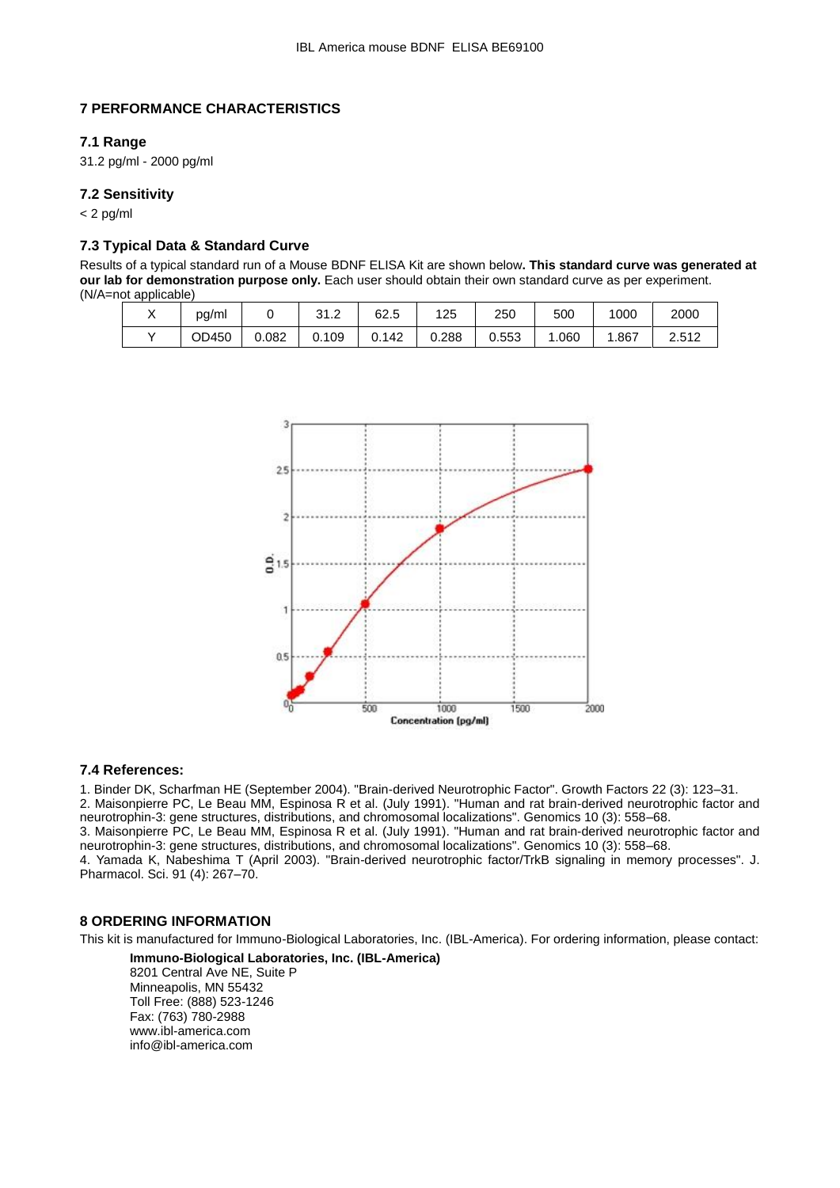## 7 PERFORMANCE CHARACTERISTICS

### 7.1 Range

31.2 pg/ml - 2000 pg/ml

### 7.2 Sensitivity

< 2 pg/ml

### 7.3 Typical Data & Standard Curve

Results of a typical standard run of a Mouse BDNF ELISA Kit are shown below. **This standard curve was generated at our lab for demonstration purpose only.** Each user should obtain their own standard curve as per experiment. (N/A=not applicable)

| | | | | | | | | | |
|---|---|---|---|---|---|---|---|---|---|
| X | pg/ml | 0 | 31.2 | 62.5 | 125 | 250 | 500 | 1000 | 2000 |
| Y | OD450 | 0.082 | 0.109 | 0.142 | 0.288 | 0.553 | 1.060 | 1.867 | 2.512 |

O.D.

0
0.5
1
1.5
2
2.5
3

0
500
1000
1500
2000

Concentration (pg/ml)

### 7.4 References:

1. Binder DK, Scharfman HE (September 2004). "Brain-derived Neurotrophic Factor". Growth Factors 22 (3): 123–31.
2. Maisonpierre PC, Le Beau MM, Espinosa R et al. (July 1991). "Human and rat brain-derived neurotrophic factor and neurotrophin-3: gene structures, distributions, and chromosomal localizations". Genomics 10 (3): 558–68.
3. Maisonpierre PC, Le Beau MM, Espinosa R et al. (July 1991). "Human and rat brain-derived neurotrophic factor and neurotrophin-3: gene structures, distributions, and chromosomal localizations". Genomics 10 (3): 558–68.
4. Yamada K, Nabeshima T (April 2003). "Brain-derived neurotrophic factor/TrkB signaling in memory processes". J. Pharmacol. Sci. 91 (4): 267–70.

## 8 ORDERING INFORMATION

This kit is manufactured for Immuno-Biological Laboratories, Inc. (IBL-America). For ordering information, please contact:

**Immuno-Biological Laboratories, Inc. (IBL-America)**
8201 Central Ave NE, Suite P
Minneapolis, MN 55432
Toll Free: (888) 523-1246
Fax: (763) 780-2988
www.ibl-america.com
info@ibl-america.com